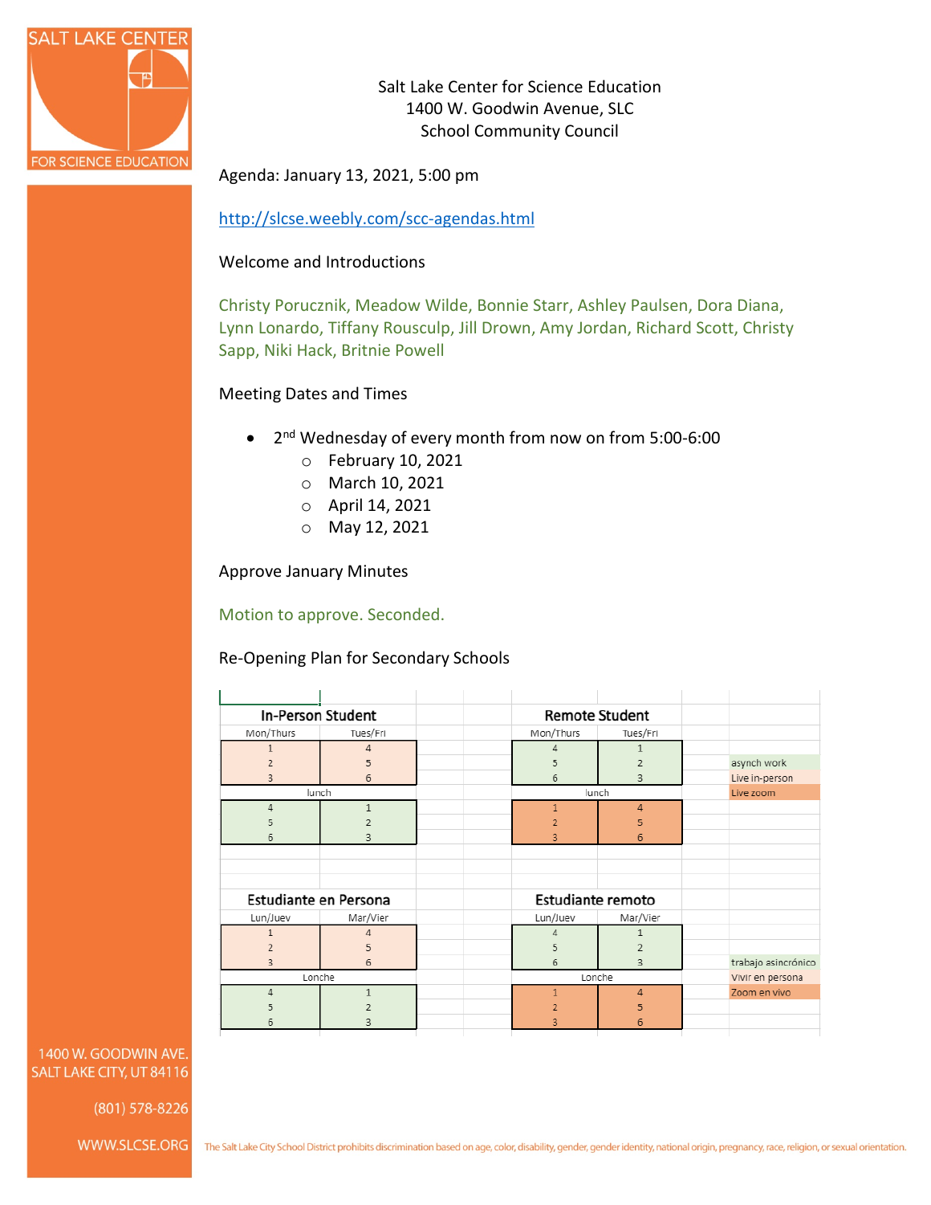SALT LAKE CENTER FOR SCIENCE EDUCATION

Salt Lake Center for Science Education
1400 W. Goodwin Avenue, SLC
School Community Council

Agenda: January 13, 2021, 5:00 pm

http://slcse.weebly.com/scc-agendas.html

Welcome and Introductions

Christy Porucznik, Meadow Wilde, Bonnie Starr, Ashley Paulsen, Dora Diana, Lynn Lonardo, Tiffany Rousculp, Jill Drown, Amy Jordan, Richard Scott, Christy Sapp, Niki Hack, Britnie Powell

Meeting Dates and Times

- 2nd Wednesday of every month from now on from 5:00-6:00
  - February 10, 2021
  - March 10, 2021
  - April 14, 2021
  - May 12, 2021

Approve January Minutes

Motion to approve. Seconded.

Re-Opening Plan for Secondary Schools

**In-Person Student**

| Mon/Thurs | Tues/Fri |
|---|---|
| 1 | 4 |
| 2 | 5 |
| 3 | 6 |
| lunch | |
| 4 | 1 |
| 5 | 2 |
| 6 | 3 |

**Remote Student**

| Mon/Thurs | Tues/Fri |
|---|---|
| 4 | 1 |
| 5 | 2 |
| 6 | 3 |
| lunch | |
| 1 | 4 |
| 2 | 5 |
| 3 | 6 |

Legend: asynch work; Live in-person; Live zoom

**Estudiante en Persona**

| Lun/Juev | Mar/Vier |
|---|---|
| 1 | 4 |
| 2 | 5 |
| 3 | 6 |
| Lonche | |
| 4 | 1 |
| 5 | 2 |
| 6 | 3 |

**Estudiante remoto**

| Lun/Juev | Mar/Vier |
|---|---|
| 4 | 1 |
| 5 | 2 |
| 6 | 3 |
| Lonche | |
| 1 | 4 |
| 2 | 5 |
| 3 | 6 |

Leyenda: trabajo asincrónico; Vivir en persona; Zoom en vivo

1400 W. GOODWIN AVE.
SALT LAKE CITY, UT 84116

(801) 578-8226

WWW.SLCSE.ORG

The Salt Lake City School District prohibits discrimination based on age, color, disability, gender, gender identity, national origin, pregnancy, race, religion, or sexual orientation.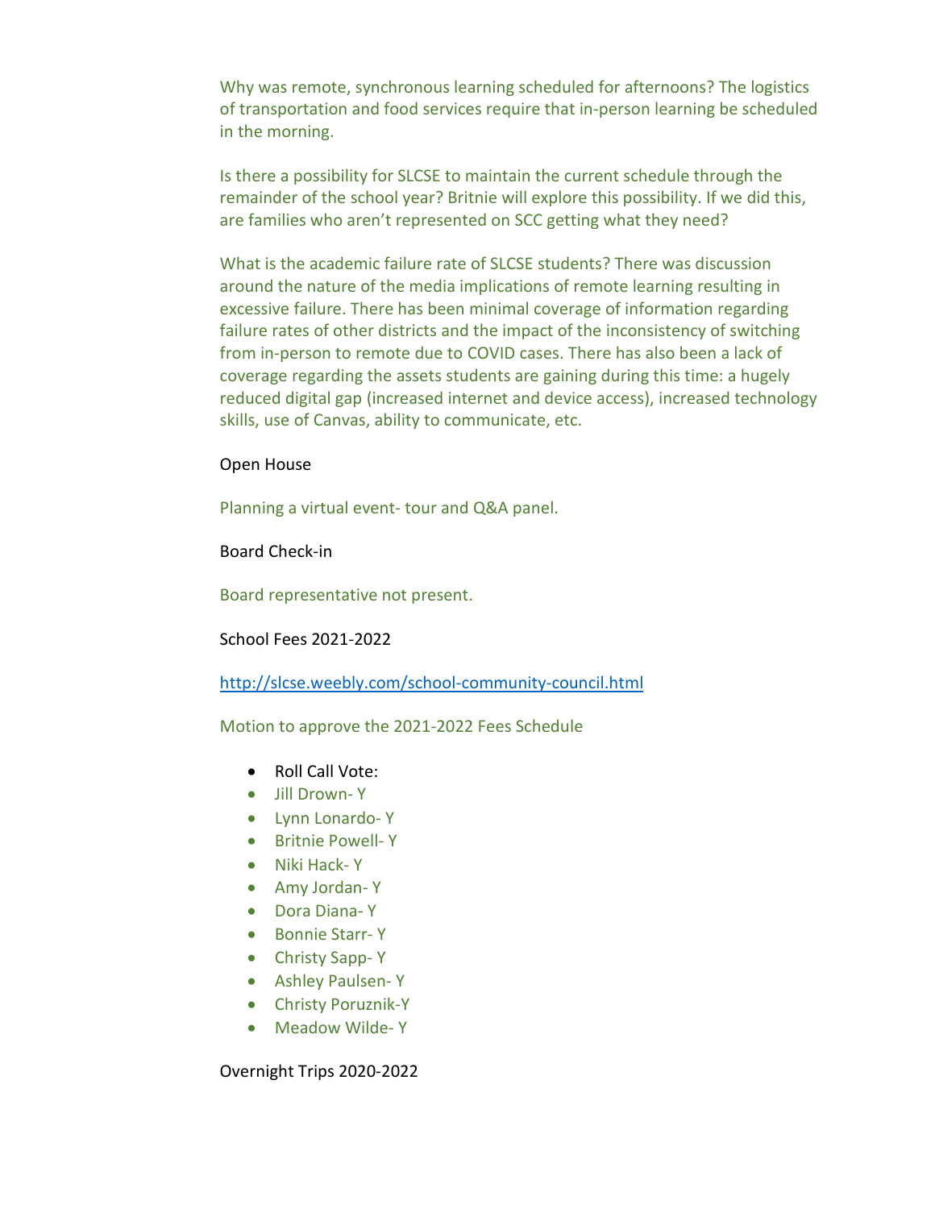Why was remote, synchronous learning scheduled for afternoons? The logistics of transportation and food services require that in-person learning be scheduled in the morning.

Is there a possibility for SLCSE to maintain the current schedule through the remainder of the school year? Britnie will explore this possibility. If we did this, are families who aren't represented on SCC getting what they need?

What is the academic failure rate of SLCSE students? There was discussion around the nature of the media implications of remote learning resulting in excessive failure. There has been minimal coverage of information regarding failure rates of other districts and the impact of the inconsistency of switching from in-person to remote due to COVID cases. There has also been a lack of coverage regarding the assets students are gaining during this time: a hugely reduced digital gap (increased internet and device access), increased technology skills, use of Canvas, ability to communicate, etc.

Open House

Planning a virtual event- tour and Q&A panel.

Board Check-in

Board representative not present.

School Fees 2021-2022

http://slcse.weebly.com/school-community-council.html

Motion to approve the 2021-2022 Fees Schedule

- Roll Call Vote:
- Jill Drown- Y
- Lynn Lonardo- Y
- Britnie Powell- Y
- Niki Hack- Y
- Amy Jordan- Y
- Dora Diana- Y
- Bonnie Starr- Y
- Christy Sapp- Y
- Ashley Paulsen- Y
- Christy Poruznik-Y
- Meadow Wilde- Y

Overnight Trips 2020-2022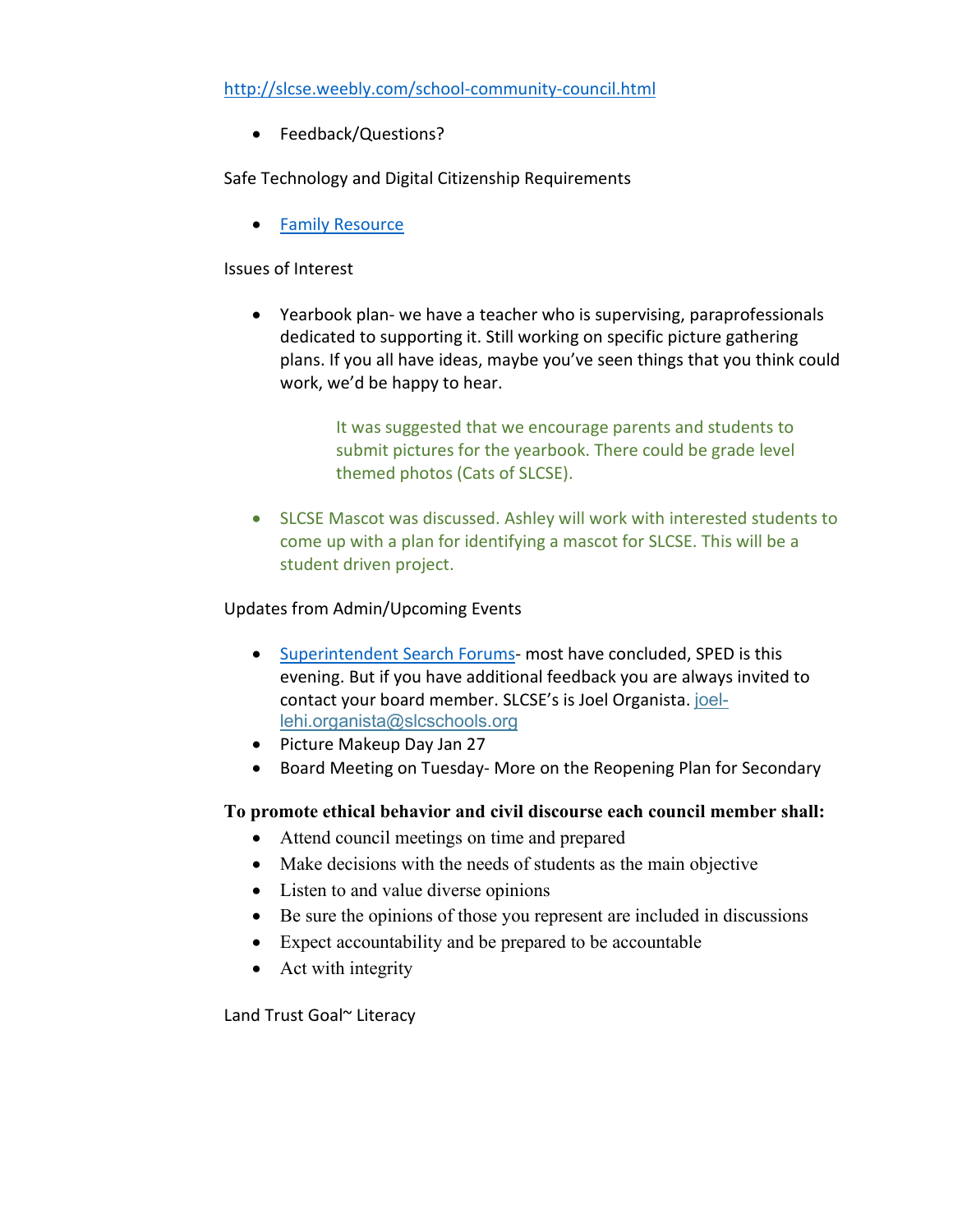http://slcse.weebly.com/school-community-council.html

- Feedback/Questions?

Safe Technology and Digital Citizenship Requirements

- Family Resource

Issues of Interest

- Yearbook plan- we have a teacher who is supervising, paraprofessionals dedicated to supporting it. Still working on specific picture gathering plans. If you all have ideas, maybe you've seen things that you think could work, we'd be happy to hear.

  It was suggested that we encourage parents and students to submit pictures for the yearbook. There could be grade level themed photos (Cats of SLCSE).

- SLCSE Mascot was discussed. Ashley will work with interested students to come up with a plan for identifying a mascot for SLCSE. This will be a student driven project.

Updates from Admin/Upcoming Events

- Superintendent Search Forums- most have concluded, SPED is this evening. But if you have additional feedback you are always invited to contact your board member. SLCSE's is Joel Organista. joel-lehi.organista@slcschools.org
- Picture Makeup Day Jan 27
- Board Meeting on Tuesday- More on the Reopening Plan for Secondary

**To promote ethical behavior and civil discourse each council member shall:**

- Attend council meetings on time and prepared
- Make decisions with the needs of students as the main objective
- Listen to and value diverse opinions
- Be sure the opinions of those you represent are included in discussions
- Expect accountability and be prepared to be accountable
- Act with integrity

Land Trust Goal~ Literacy